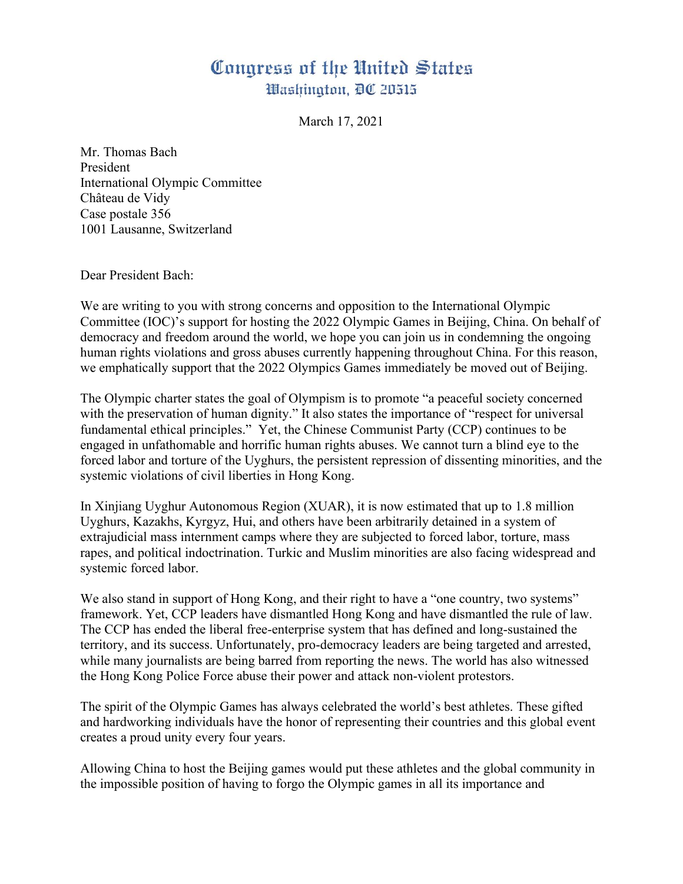# Congress of the United States
## Washington, DC 20515

March 17, 2021

Mr. Thomas Bach  
President  
International Olympic Committee  
Château de Vidy  
Case postale 356  
1001 Lausanne, Switzerland

Dear President Bach:

We are writing to you with strong concerns and opposition to the International Olympic Committee (IOC)'s support for hosting the 2022 Olympic Games in Beijing, China. On behalf of democracy and freedom around the world, we hope you can join us in condemning the ongoing human rights violations and gross abuses currently happening throughout China. For this reason, we emphatically support that the 2022 Olympics Games immediately be moved out of Beijing.

The Olympic charter states the goal of Olympism is to promote "a peaceful society concerned with the preservation of human dignity." It also states the importance of "respect for universal fundamental ethical principles." Yet, the Chinese Communist Party (CCP) continues to be engaged in unfathomable and horrific human rights abuses. We cannot turn a blind eye to the forced labor and torture of the Uyghurs, the persistent repression of dissenting minorities, and the systemic violations of civil liberties in Hong Kong.

In Xinjiang Uyghur Autonomous Region (XUAR), it is now estimated that up to 1.8 million Uyghurs, Kazakhs, Kyrgyz, Hui, and others have been arbitrarily detained in a system of extrajudicial mass internment camps where they are subjected to forced labor, torture, mass rapes, and political indoctrination. Turkic and Muslim minorities are also facing widespread and systemic forced labor.

We also stand in support of Hong Kong, and their right to have a "one country, two systems" framework. Yet, CCP leaders have dismantled Hong Kong and have dismantled the rule of law. The CCP has ended the liberal free-enterprise system that has defined and long-sustained the territory, and its success. Unfortunately, pro-democracy leaders are being targeted and arrested, while many journalists are being barred from reporting the news. The world has also witnessed the Hong Kong Police Force abuse their power and attack non-violent protestors.

The spirit of the Olympic Games has always celebrated the world's best athletes. These gifted and hardworking individuals have the honor of representing their countries and this global event creates a proud unity every four years.

Allowing China to host the Beijing games would put these athletes and the global community in the impossible position of having to forgo the Olympic games in all its importance and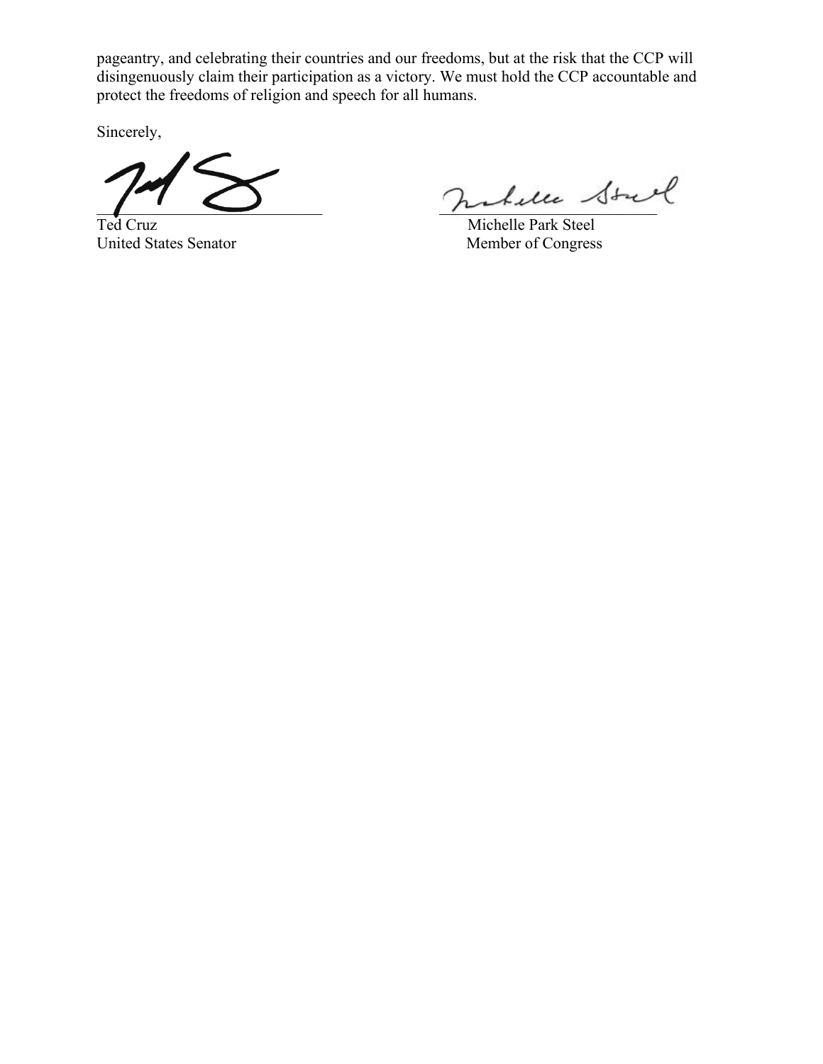pageantry, and celebrating their countries and our freedoms, but at the risk that the CCP will disingenuously claim their participation as a victory. We must hold the CCP accountable and protect the freedoms of religion and speech for all humans.

Sincerely,

Ted Cruz
United States Senator

Michelle Park Steel
Member of Congress